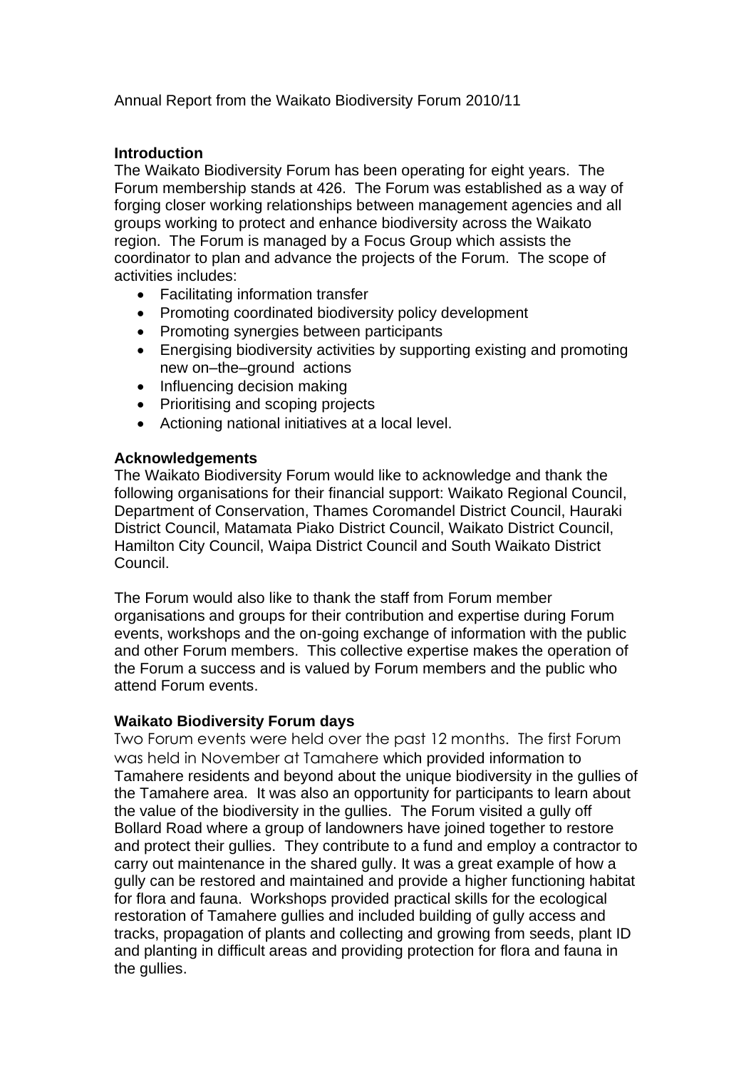Annual Report from the Waikato Biodiversity Forum 2010/11

**Introduction**

The Waikato Biodiversity Forum has been operating for eight years. The Forum membership stands at 426. The Forum was established as a way of forging closer working relationships between management agencies and all groups working to protect and enhance biodiversity across the Waikato region. The Forum is managed by a Focus Group which assists the coordinator to plan and advance the projects of the Forum. The scope of activities includes:

- Facilitating information transfer
- Promoting coordinated biodiversity policy development
- Promoting synergies between participants
- Energising biodiversity activities by supporting existing and promoting new on–the–ground actions
- Influencing decision making
- Prioritising and scoping projects
- Actioning national initiatives at a local level.

**Acknowledgements**

The Waikato Biodiversity Forum would like to acknowledge and thank the following organisations for their financial support: Waikato Regional Council, Department of Conservation, Thames Coromandel District Council, Hauraki District Council, Matamata Piako District Council, Waikato District Council, Hamilton City Council, Waipa District Council and South Waikato District Council.

The Forum would also like to thank the staff from Forum member organisations and groups for their contribution and expertise during Forum events, workshops and the on-going exchange of information with the public and other Forum members. This collective expertise makes the operation of the Forum a success and is valued by Forum members and the public who attend Forum events.

**Waikato Biodiversity Forum days**

Two Forum events were held over the past 12 months. The first Forum was held in November at Tamahere which provided information to Tamahere residents and beyond about the unique biodiversity in the gullies of the Tamahere area. It was also an opportunity for participants to learn about the value of the biodiversity in the gullies. The Forum visited a gully off Bollard Road where a group of landowners have joined together to restore and protect their gullies. They contribute to a fund and employ a contractor to carry out maintenance in the shared gully. It was a great example of how a gully can be restored and maintained and provide a higher functioning habitat for flora and fauna. Workshops provided practical skills for the ecological restoration of Tamahere gullies and included building of gully access and tracks, propagation of plants and collecting and growing from seeds, plant ID and planting in difficult areas and providing protection for flora and fauna in the gullies.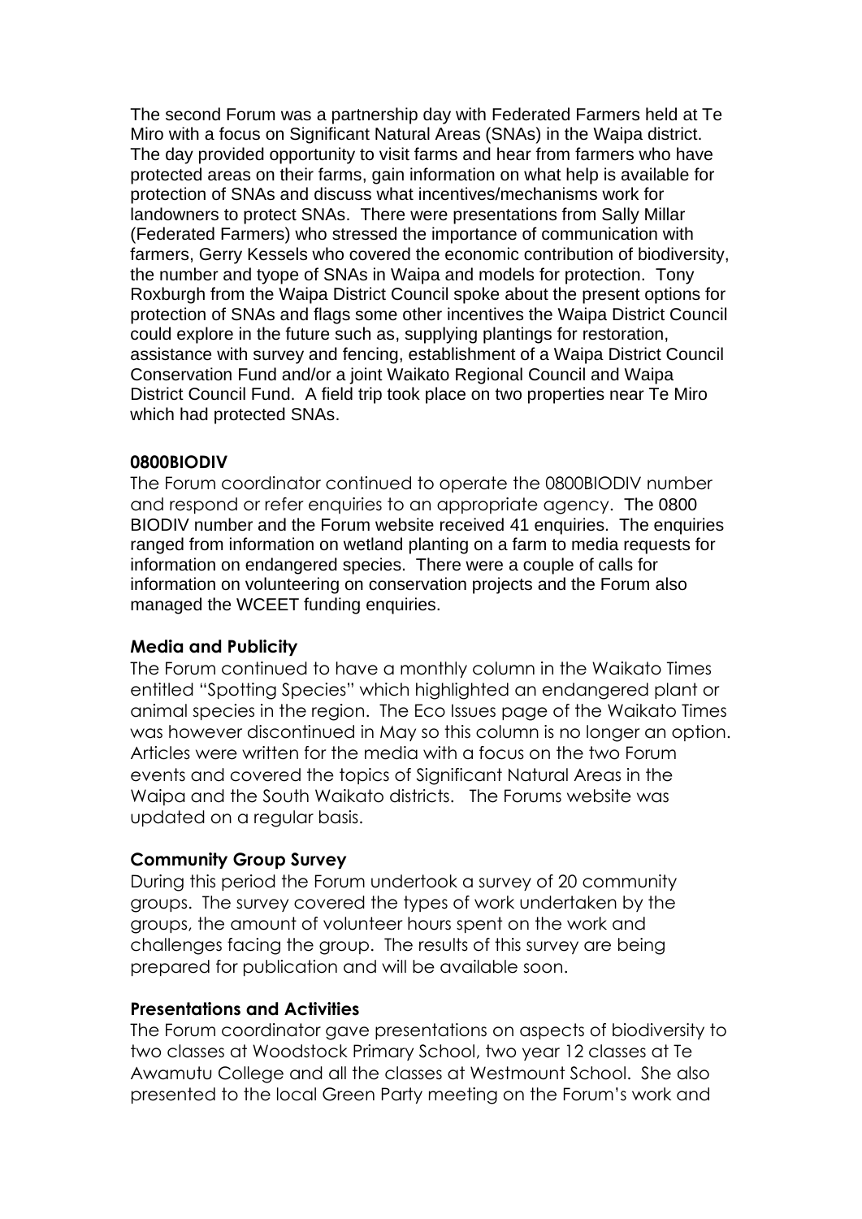The second Forum was a partnership day with Federated Farmers held at Te Miro with a focus on Significant Natural Areas (SNAs) in the Waipa district. The day provided opportunity to visit farms and hear from farmers who have protected areas on their farms, gain information on what help is available for protection of SNAs and discuss what incentives/mechanisms work for landowners to protect SNAs. There were presentations from Sally Millar (Federated Farmers) who stressed the importance of communication with farmers, Gerry Kessels who covered the economic contribution of biodiversity, the number and tyope of SNAs in Waipa and models for protection. Tony Roxburgh from the Waipa District Council spoke about the present options for protection of SNAs and flags some other incentives the Waipa District Council could explore in the future such as, supplying plantings for restoration, assistance with survey and fencing, establishment of a Waipa District Council Conservation Fund and/or a joint Waikato Regional Council and Waipa District Council Fund. A field trip took place on two properties near Te Miro which had protected SNAs.

**0800BIODIV**

The Forum coordinator continued to operate the 0800BIODIV number and respond or refer enquiries to an appropriate agency. The 0800 BIODIV number and the Forum website received 41 enquiries. The enquiries ranged from information on wetland planting on a farm to media requests for information on endangered species. There were a couple of calls for information on volunteering on conservation projects and the Forum also managed the WCEET funding enquiries.

**Media and Publicity**

The Forum continued to have a monthly column in the Waikato Times entitled "Spotting Species" which highlighted an endangered plant or animal species in the region. The Eco Issues page of the Waikato Times was however discontinued in May so this column is no longer an option. Articles were written for the media with a focus on the two Forum events and covered the topics of Significant Natural Areas in the Waipa and the South Waikato districts. The Forums website was updated on a regular basis.

**Community Group Survey**

During this period the Forum undertook a survey of 20 community groups. The survey covered the types of work undertaken by the groups, the amount of volunteer hours spent on the work and challenges facing the group. The results of this survey are being prepared for publication and will be available soon.

**Presentations and Activities**

The Forum coordinator gave presentations on aspects of biodiversity to two classes at Woodstock Primary School, two year 12 classes at Te Awamutu College and all the classes at Westmount School. She also presented to the local Green Party meeting on the Forum's work and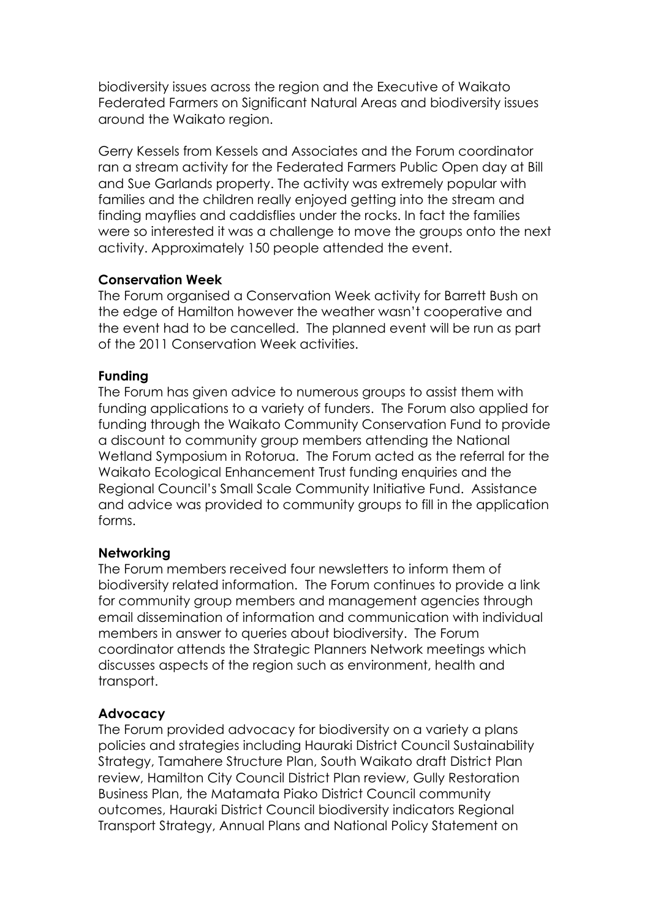biodiversity issues across the region and the Executive of Waikato Federated Farmers on Significant Natural Areas and biodiversity issues around the Waikato region.

Gerry Kessels from Kessels and Associates and the Forum coordinator ran a stream activity for the Federated Farmers Public Open day at Bill and Sue Garlands property. The activity was extremely popular with families and the children really enjoyed getting into the stream and finding mayflies and caddisflies under the rocks. In fact the families were so interested it was a challenge to move the groups onto the next activity. Approximately 150 people attended the event.

**Conservation Week**

The Forum organised a Conservation Week activity for Barrett Bush on the edge of Hamilton however the weather wasn't cooperative and the event had to be cancelled. The planned event will be run as part of the 2011 Conservation Week activities.

**Funding**

The Forum has given advice to numerous groups to assist them with funding applications to a variety of funders. The Forum also applied for funding through the Waikato Community Conservation Fund to provide a discount to community group members attending the National Wetland Symposium in Rotorua. The Forum acted as the referral for the Waikato Ecological Enhancement Trust funding enquiries and the Regional Council's Small Scale Community Initiative Fund. Assistance and advice was provided to community groups to fill in the application forms.

**Networking**

The Forum members received four newsletters to inform them of biodiversity related information. The Forum continues to provide a link for community group members and management agencies through email dissemination of information and communication with individual members in answer to queries about biodiversity. The Forum coordinator attends the Strategic Planners Network meetings which discusses aspects of the region such as environment, health and transport.

**Advocacy**

The Forum provided advocacy for biodiversity on a variety a plans policies and strategies including Hauraki District Council Sustainability Strategy, Tamahere Structure Plan, South Waikato draft District Plan review, Hamilton City Council District Plan review, Gully Restoration Business Plan, the Matamata Piako District Council community outcomes, Hauraki District Council biodiversity indicators Regional Transport Strategy, Annual Plans and National Policy Statement on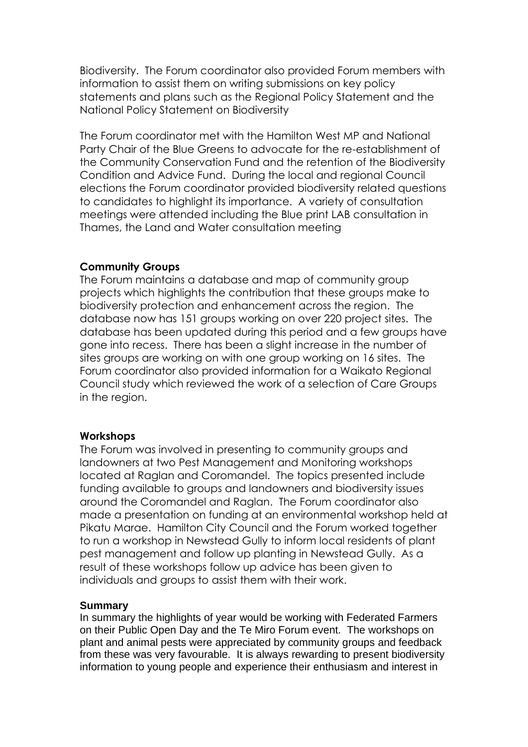Biodiversity. The Forum coordinator also provided Forum members with information to assist them on writing submissions on key policy statements and plans such as the Regional Policy Statement and the National Policy Statement on Biodiversity

The Forum coordinator met with the Hamilton West MP and National Party Chair of the Blue Greens to advocate for the re-establishment of the Community Conservation Fund and the retention of the Biodiversity Condition and Advice Fund. During the local and regional Council elections the Forum coordinator provided biodiversity related questions to candidates to highlight its importance. A variety of consultation meetings were attended including the Blue print LAB consultation in Thames, the Land and Water consultation meeting

**Community Groups**

The Forum maintains a database and map of community group projects which highlights the contribution that these groups make to biodiversity protection and enhancement across the region. The database now has 151 groups working on over 220 project sites. The database has been updated during this period and a few groups have gone into recess. There has been a slight increase in the number of sites groups are working on with one group working on 16 sites. The Forum coordinator also provided information for a Waikato Regional Council study which reviewed the work of a selection of Care Groups in the region.

**Workshops**

The Forum was involved in presenting to community groups and landowners at two Pest Management and Monitoring workshops located at Raglan and Coromandel. The topics presented include funding available to groups and landowners and biodiversity issues around the Coromandel and Raglan. The Forum coordinator also made a presentation on funding at an environmental workshop held at Pikatu Marae. Hamilton City Council and the Forum worked together to run a workshop in Newstead Gully to inform local residents of plant pest management and follow up planting in Newstead Gully. As a result of these workshops follow up advice has been given to individuals and groups to assist them with their work.

**Summary**

In summary the highlights of year would be working with Federated Farmers on their Public Open Day and the Te Miro Forum event. The workshops on plant and animal pests were appreciated by community groups and feedback from these was very favourable. It is always rewarding to present biodiversity information to young people and experience their enthusiasm and interest in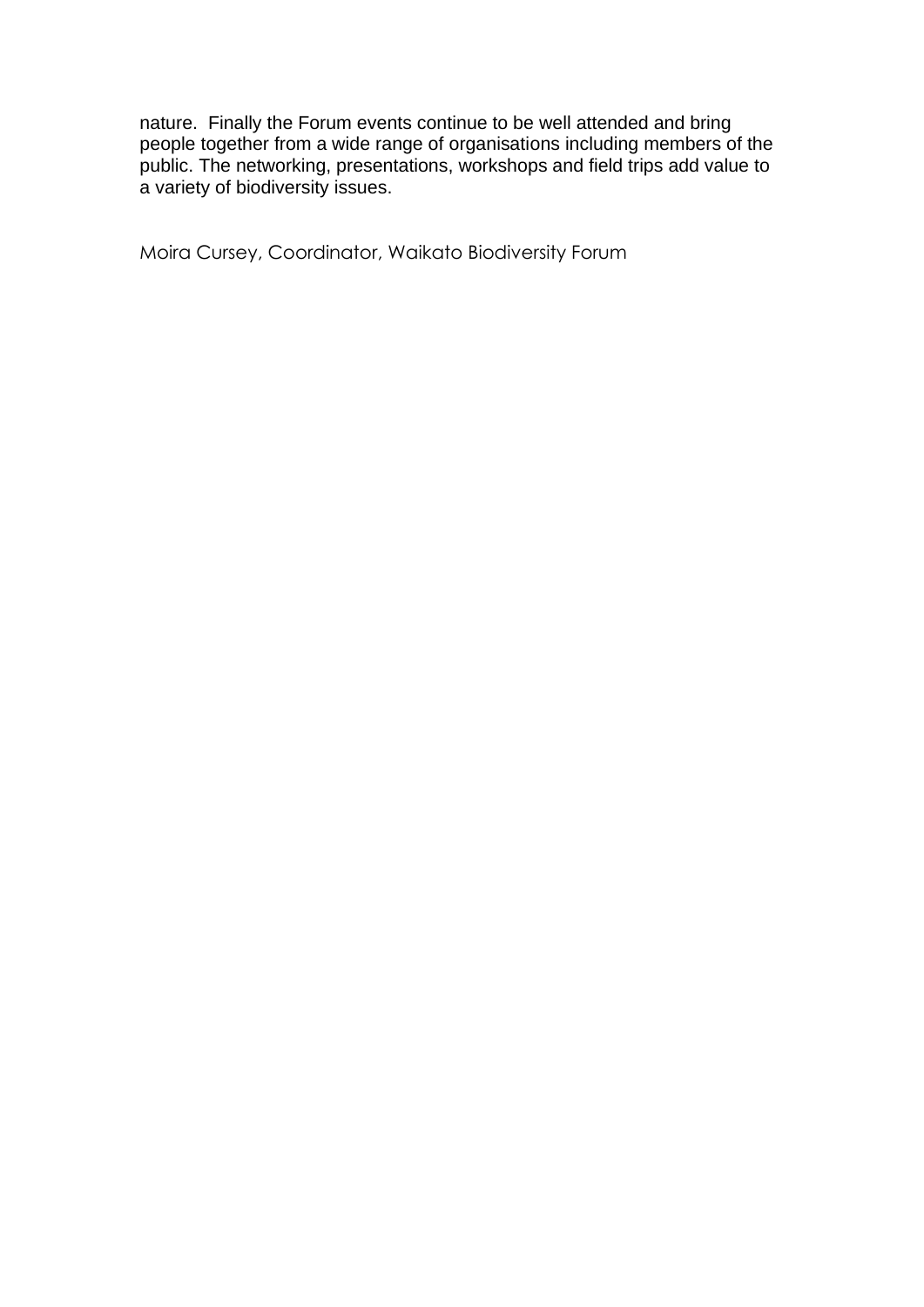nature. Finally the Forum events continue to be well attended and bring people together from a wide range of organisations including members of the public. The networking, presentations, workshops and field trips add value to a variety of biodiversity issues.

Moira Cursey, Coordinator, Waikato Biodiversity Forum